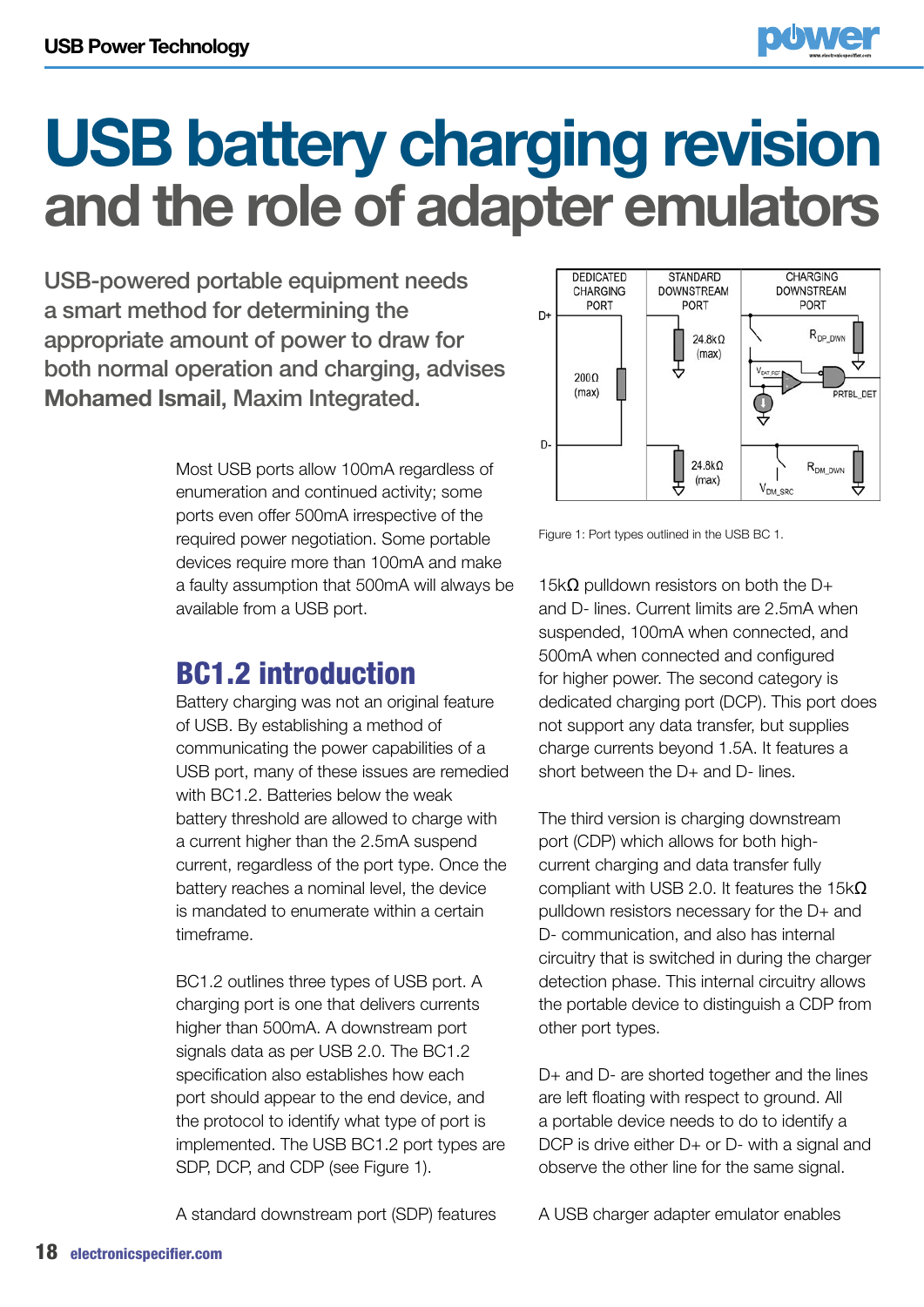# USB battery charging revision and the role of adapter emulators

**USB-powered portable equipment needs a smart method for determining the appropriate amount of power to draw for both normal operation and charging, advises Mohamed Ismail, Maxim Integrated.**

Most USB ports allow 100mA regardless of enumeration and continued activity; some ports even offer 500mA irrespective of the required power negotiation. Some portable devices require more than 100mA and make a faulty assumption that 500mA will always be available from a USB port.

## BC1.2 introduction

Battery charging was not an original feature of USB. By establishing a method of communicating the power capabilities of a USB port, many of these issues are remedied with BC1.2. Batteries below the weak battery threshold are allowed to charge with a current higher than the 2.5mA suspend current, regardless of the port type. Once the battery reaches a nominal level, the device is mandated to enumerate within a certain timeframe.

BC1.2 outlines three types of USB port. A charging port is one that delivers currents higher than 500mA. A downstream port signals data as per USB 2.0. The BC1.2 specification also establishes how each port should appear to the end device, and the protocol to identify what type of port is implemented. The USB BC1.2 port types are SDP, DCP, and CDP (see Figure 1).

A standard downstream port (SDP) features 15kΩ pulldown resistors on both the D+ and D- lines. Current limits are 2.5mA when suspended, 100mA when connected, and 500mA when connected and configured for higher power. The second category is dedicated charging port (DCP). This port does not support any data transfer, but supplies charge currents beyond 1.5A. It features a short between the D+ and D- lines.

Figure 1: Port types outlined in the USB BC 1.

The third version is charging downstream port (CDP) which allows for both high-current charging and data transfer fully compliant with USB 2.0. It features the 15kΩ pulldown resistors necessary for the D+ and D- communication, and also has internal circuitry that is switched in during the charger detection phase. This internal circuitry allows the portable device to distinguish a CDP from other port types.

D+ and D- are shorted together and the lines are left floating with respect to ground. All a portable device needs to do to identify a DCP is drive either D+ or D- with a signal and observe the other line for the same signal.

A USB charger adapter emulator enables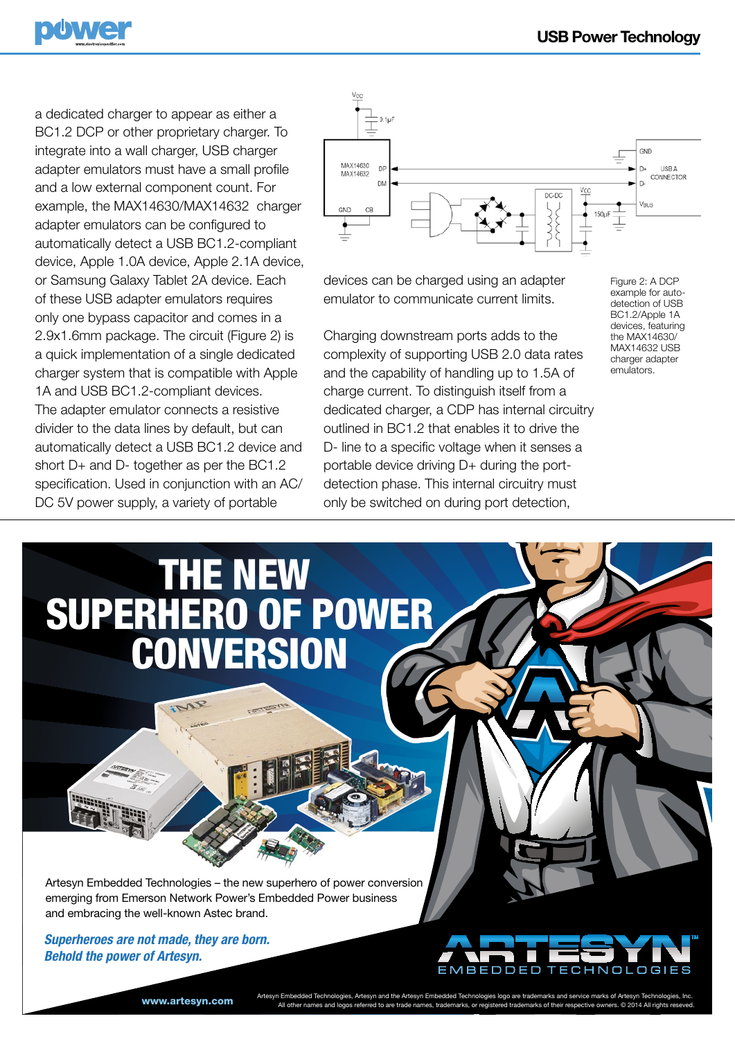a dedicated charger to appear as either a BC1.2 DCP or other proprietary charger. To integrate into a wall charger, USB charger adapter emulators must have a small profile and a low external component count. For example, the MAX14630/MAX14632 charger adapter emulators can be configured to automatically detect a USB BC1.2-compliant device, Apple 1.0A device, Apple 2.1A device, or Samsung Galaxy Tablet 2A device. Each of these USB adapter emulators requires only one bypass capacitor and comes in a 2.9x1.6mm package. The circuit (Figure 2) is a quick implementation of a single dedicated charger system that is compatible with Apple 1A and USB BC1.2-compliant devices. The adapter emulator connects a resistive divider to the data lines by default, but can automatically detect a USB BC1.2 device and short D+ and D- together as per the BC1.2 specification. Used in conjunction with an AC/DC 5V power supply, a variety of portable devices can be charged using an adapter emulator to communicate current limits.

Figure 2: A DCP example for auto-detection of USB BC1.2/Apple 1A devices, featuring the MAX14630/MAX14632 USB charger adapter emulators.

Charging downstream ports adds to the complexity of supporting USB 2.0 data rates and the capability of handling up to 1.5A of charge current. To distinguish itself from a dedicated charger, a CDP has internal circuitry outlined in BC1.2 that enables it to drive the D- line to a specific voltage when it senses a portable device driving D+ during the port-detection phase. This internal circuitry must only be switched on during port detection,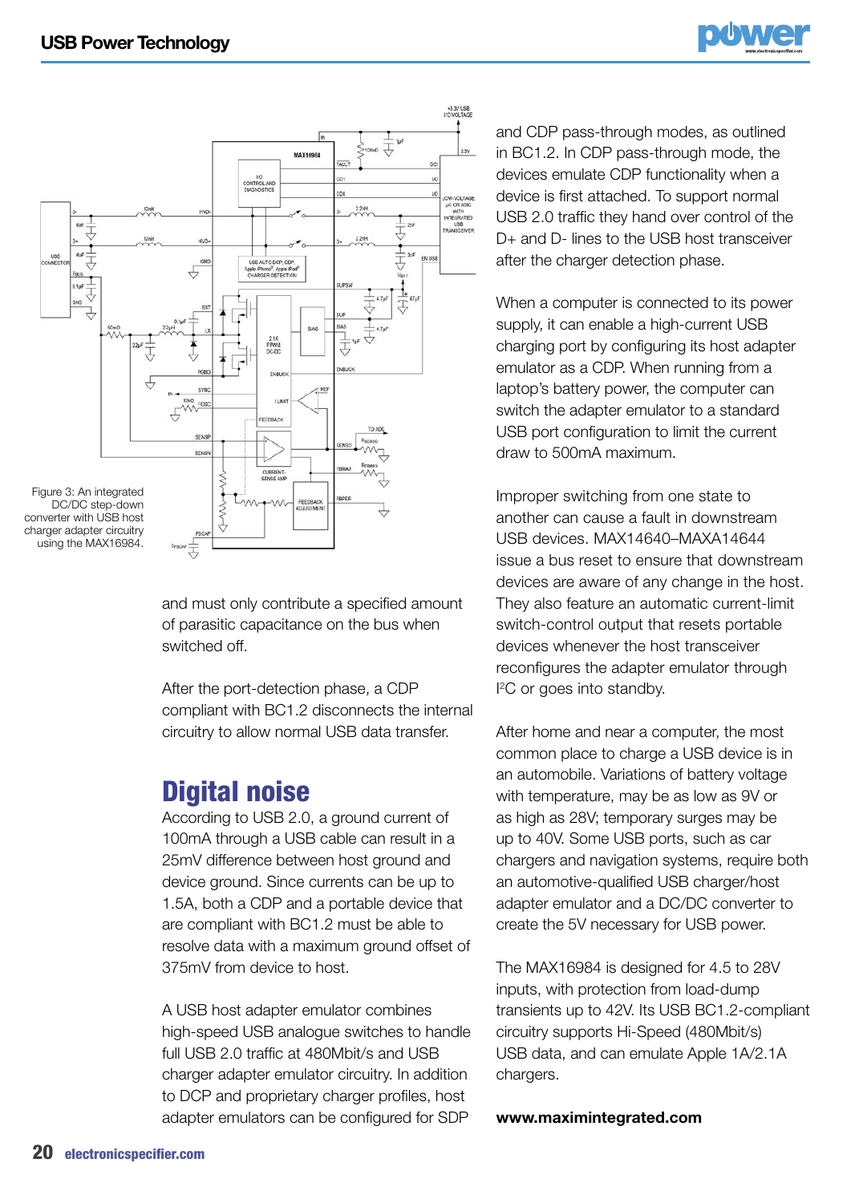Figure 3: An integrated DC/DC step-down converter with USB host charger adapter circuitry using the MAX16984.

and must only contribute a specified amount of parasitic capacitance on the bus when switched off.

After the port-detection phase, a CDP compliant with BC1.2 disconnects the internal circuitry to allow normal USB data transfer.

## Digital noise

According to USB 2.0, a ground current of 100mA through a USB cable can result in a 25mV difference between host ground and device ground. Since currents can be up to 1.5A, both a CDP and a portable device that are compliant with BC1.2 must be able to resolve data with a maximum ground offset of 375mV from device to host.

A USB host adapter emulator combines high-speed USB analogue switches to handle full USB 2.0 traffic at 480Mbit/s and USB charger adapter emulator circuitry. In addition to DCP and proprietary charger profiles, host adapter emulators can be configured for SDP and CDP pass-through modes, as outlined in BC1.2. In CDP pass-through mode, the devices emulate CDP functionality when a device is first attached. To support normal USB 2.0 traffic they hand over control of the D+ and D- lines to the USB host transceiver after the charger detection phase.

When a computer is connected to its power supply, it can enable a high-current USB charging port by configuring its host adapter emulator as a CDP. When running from a laptop's battery power, the computer can switch the adapter emulator to a standard USB port configuration to limit the current draw to 500mA maximum.

Improper switching from one state to another can cause a fault in downstream USB devices. MAX14640–MAXA14644 issue a bus reset to ensure that downstream devices are aware of any change in the host. They also feature an automatic current-limit switch-control output that resets portable devices whenever the host transceiver reconfigures the adapter emulator through I²C or goes into standby.

After home and near a computer, the most common place to charge a USB device is in an automobile. Variations of battery voltage with temperature, may be as low as 9V or as high as 28V; temporary surges may be up to 40V. Some USB ports, such as car chargers and navigation systems, require both an automotive-qualified USB charger/host adapter emulator and a DC/DC converter to create the 5V necessary for USB power.

The MAX16984 is designed for 4.5 to 28V inputs, with protection from load-dump transients up to 42V. Its USB BC1.2-compliant circuitry supports Hi-Speed (480Mbit/s) USB data, and can emulate Apple 1A/2.1A chargers.

**www.maximintegrated.com**